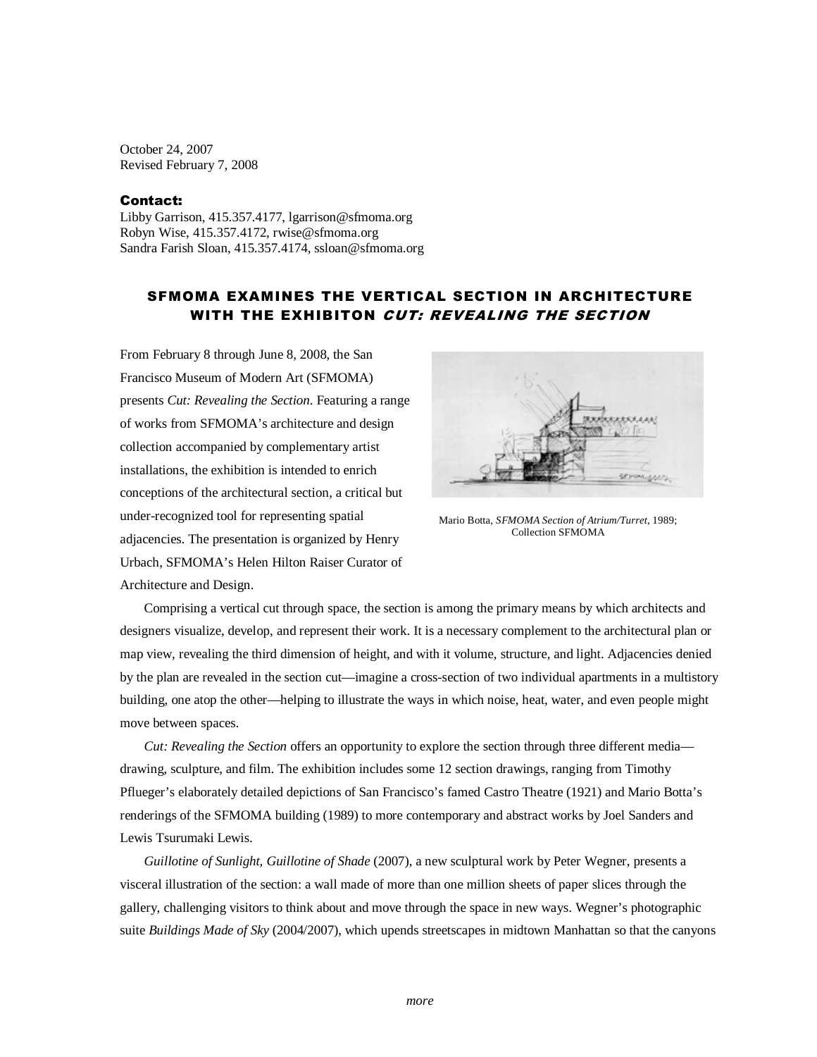October 24, 2007
Revised February 7, 2008

**Contact:**
Libby Garrison, 415.357.4177, lgarrison@sfmoma.org
Robyn Wise, 415.357.4172, rwise@sfmoma.org
Sandra Farish Sloan, 415.357.4174, ssloan@sfmoma.org

## SFMOMA EXAMINES THE VERTICAL SECTION IN ARCHITECTURE WITH THE EXHIBITON *CUT: REVEALING THE SECTION*

From February 8 through June 8, 2008, the San Francisco Museum of Modern Art (SFMOMA) presents *Cut: Revealing the Section*. Featuring a range of works from SFMOMA's architecture and design collection accompanied by complementary artist installations, the exhibition is intended to enrich conceptions of the architectural section, a critical but under-recognized tool for representing spatial adjacencies. The presentation is organized by Henry Urbach, SFMOMA's Helen Hilton Raiser Curator of Architecture and Design.

Mario Botta, *SFMOMA Section of Atrium/Turret*, 1989; Collection SFMOMA

Comprising a vertical cut through space, the section is among the primary means by which architects and designers visualize, develop, and represent their work. It is a necessary complement to the architectural plan or map view, revealing the third dimension of height, and with it volume, structure, and light. Adjacencies denied by the plan are revealed in the section cut—imagine a cross-section of two individual apartments in a multistory building, one atop the other—helping to illustrate the ways in which noise, heat, water, and even people might move between spaces.

*Cut: Revealing the Section* offers an opportunity to explore the section through three different media—drawing, sculpture, and film. The exhibition includes some 12 section drawings, ranging from Timothy Pflueger's elaborately detailed depictions of San Francisco's famed Castro Theatre (1921) and Mario Botta's renderings of the SFMOMA building (1989) to more contemporary and abstract works by Joel Sanders and Lewis Tsurumaki Lewis.

*Guillotine of Sunlight, Guillotine of Shade* (2007), a new sculptural work by Peter Wegner, presents a visceral illustration of the section: a wall made of more than one million sheets of paper slices through the gallery, challenging visitors to think about and move through the space in new ways. Wegner's photographic suite *Buildings Made of Sky* (2004/2007), which upends streetscapes in midtown Manhattan so that the canyons

*more*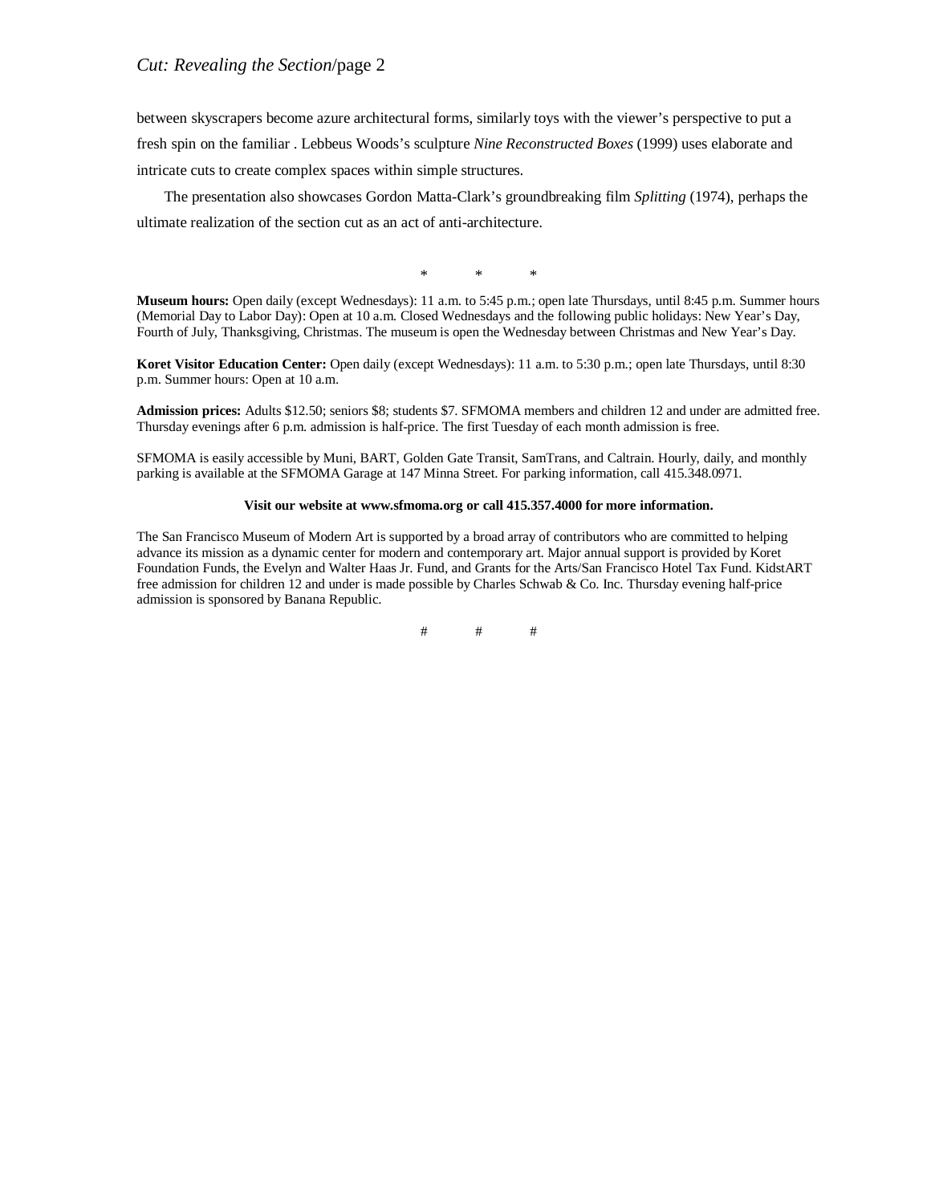between skyscrapers become azure architectural forms, similarly toys with the viewer's perspective to put a fresh spin on the familiar . Lebbeus Woods's sculpture *Nine Reconstructed Boxes* (1999) uses elaborate and intricate cuts to create complex spaces within simple structures.

The presentation also showcases Gordon Matta-Clark's groundbreaking film *Splitting* (1974), perhaps the ultimate realization of the section cut as an act of anti-architecture.

\* \* \*

**Museum hours:** Open daily (except Wednesdays): 11 a.m. to 5:45 p.m.; open late Thursdays, until 8:45 p.m. Summer hours (Memorial Day to Labor Day): Open at 10 a.m. Closed Wednesdays and the following public holidays: New Year's Day, Fourth of July, Thanksgiving, Christmas. The museum is open the Wednesday between Christmas and New Year's Day.

**Koret Visitor Education Center:** Open daily (except Wednesdays): 11 a.m. to 5:30 p.m.; open late Thursdays, until 8:30 p.m. Summer hours: Open at 10 a.m.

**Admission prices:** Adults $12.50; seniors $8; students $7. SFMOMA members and children 12 and under are admitted free. Thursday evenings after 6 p.m. admission is half-price. The first Tuesday of each month admission is free.

SFMOMA is easily accessible by Muni, BART, Golden Gate Transit, SamTrans, and Caltrain. Hourly, daily, and monthly parking is available at the SFMOMA Garage at 147 Minna Street. For parking information, call 415.348.0971.

**Visit our website at www.sfmoma.org or call 415.357.4000 for more information.**

The San Francisco Museum of Modern Art is supported by a broad array of contributors who are committed to helping advance its mission as a dynamic center for modern and contemporary art. Major annual support is provided by Koret Foundation Funds, the Evelyn and Walter Haas Jr. Fund, and Grants for the Arts/San Francisco Hotel Tax Fund. KidstART free admission for children 12 and under is made possible by Charles Schwab & Co. Inc. Thursday evening half-price admission is sponsored by Banana Republic.

# # #